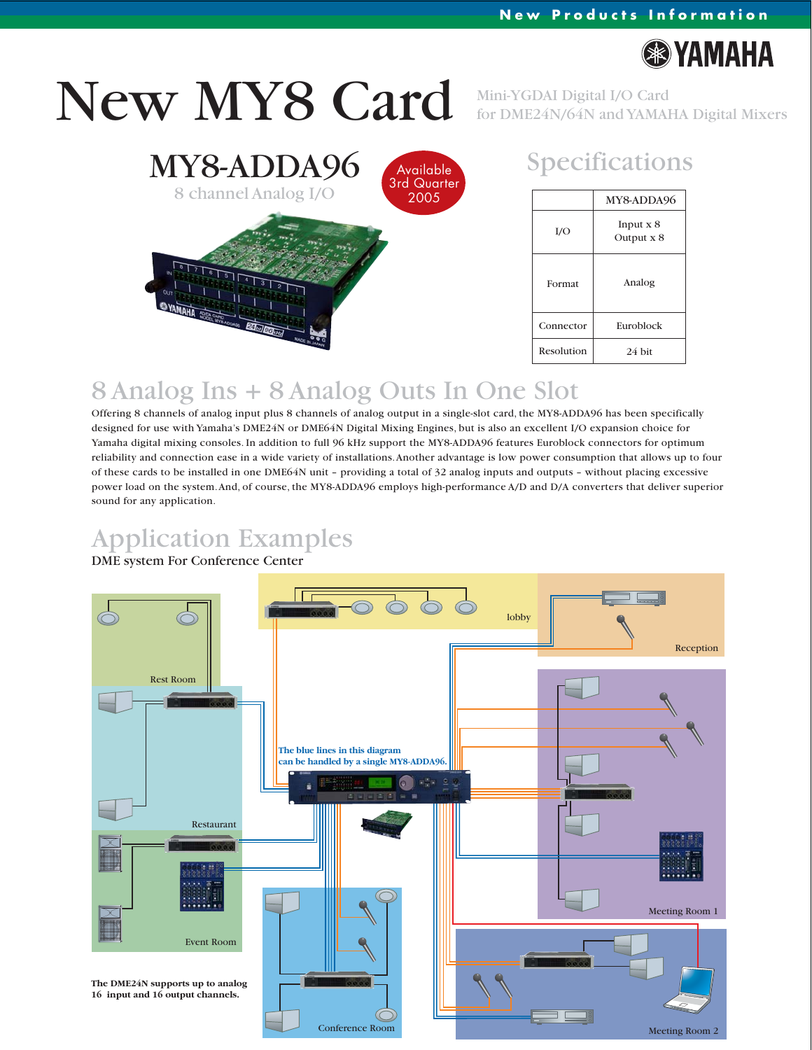New Products Information

YAMAHA

# New MY8 Card

Mini-YGDAI Digital I/O Card
for DME24N/64N and YAMAHA Digital Mixers

## MY8-ADDA96

8 channel Analog I/O

Available 3rd Quarter 2005

## Specifications

| | MY8-ADDA96 |
|---|---|
| I/O | Input x 8<br>Output x 8 |
| Format | Analog |
| Connector | Euroblock |
| Resolution | 24 bit |

## 8 Analog Ins + 8 Analog Outs In One Slot

Offering 8 channels of analog input plus 8 channels of analog output in a single-slot card, the MY8-ADDA96 has been specifically designed for use with Yamaha's DME24N or DME64N Digital Mixing Engines, but is also an excellent I/O expansion choice for Yamaha digital mixing consoles. In addition to full 96 kHz support the MY8-ADDA96 features Euroblock connectors for optimum reliability and connection ease in a wide variety of installations. Another advantage is low power consumption that allows up to four of these cards to be installed in one DME64N unit – providing a total of 32 analog inputs and outputs – without placing excessive power load on the system. And, of course, the MY8-ADDA96 employs high-performance A/D and D/A converters that deliver superior sound for any application.

## Application Examples

DME system For Conference Center

lobby

Reception

Rest Room

Restaurant

Event Room

Meeting Room 1

Meeting Room 2

Conference Room

**The blue lines in this diagram can be handled by a single MY8-ADDA96.**

**The DME24N supports up to analog 16 input and 16 output channels.**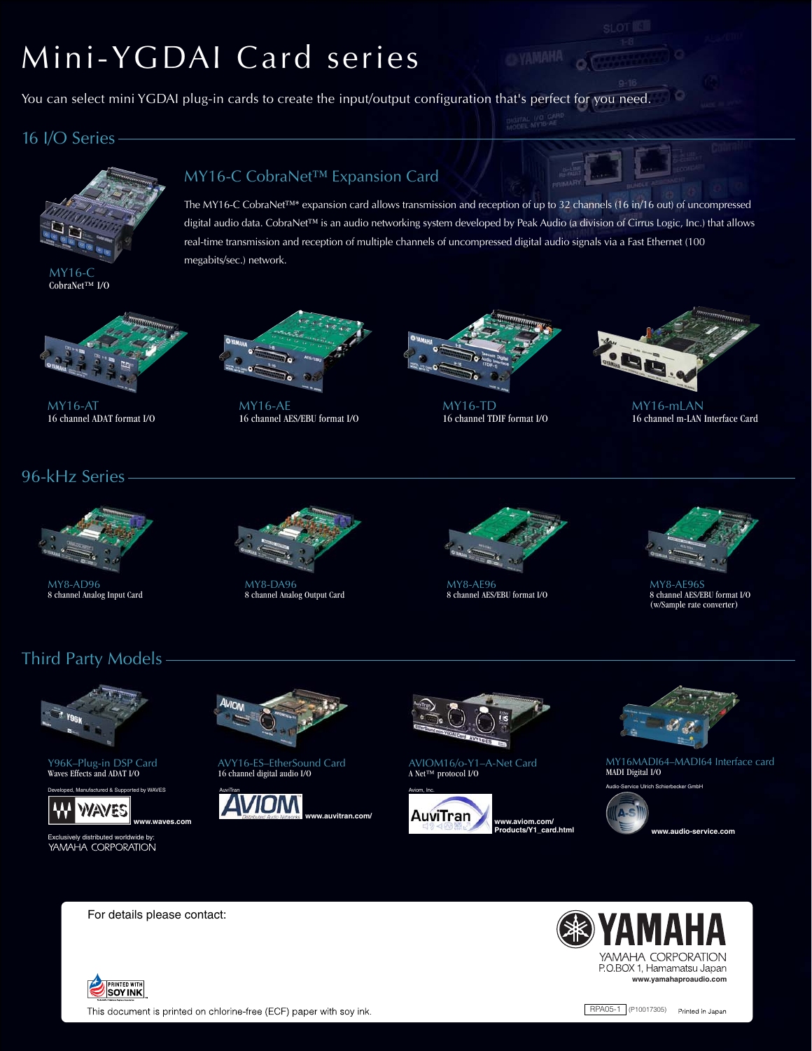# Mini-YGDAI Card series

You can select mini YGDAI plug-in cards to create the input/output configuration that's perfect for you need.

## 16 I/O Series

### MY16-C CobraNet™ Expansion Card

The MY16-C CobraNet™* expansion card allows transmission and reception of up to 32 channels (16 in/16 out) of uncompressed digital audio data. CobraNet™ is an audio networking system developed by Peak Audio (a division of Cirrus Logic, Inc.) that allows real-time transmission and reception of multiple channels of uncompressed digital audio signals via a Fast Ethernet (100 megabits/sec.) network.

MY16-C
CobraNet™ I/O

MY16-AT
16 channel ADAT format I/O

MY16-AE
16 channel AES/EBU format I/O

MY16-TD
16 channel TDIF format I/O

MY16-mLAN
16 channel m-LAN Interface Card

## 96-kHz Series

MY8-AD96
8 channel Analog Input Card

MY8-DA96
8 channel Analog Output Card

MY8-AE96
8 channel AES/EBU format I/O

MY8-AE96S
8 channel AES/EBU format I/O
(w/Sample rate converter)

## Third Party Models

Y96K–Plug-in DSP Card
Waves Effects and ADAT I/O

Developed, Manufactured & Supported by WAVES

www.waves.com

Exclusively distributed worldwide by:
YAMAHA CORPORATION

AVY16-ES–EtherSound Card
16 channel digital audio I/O

AuviTran

www.auvitran.com/

AVIOM16/o-Y1–A-Net Card
A Net™ protocol I/O

Aviom, Inc.

www.aviom.com/Products/Y1_card.html

MY16MADI64–MADI64 Interface card
MADI Digital I/O

Audio-Service Ulrich Schierbecker GmbH

www.audio-service.com

For details please contact:

YAMAHA CORPORATION
P.O.BOX 1, Hamamatsu Japan
www.yamahaproaudio.com

This document is printed on chlorine-free (ECF) paper with soy ink.

RPA05-1 (P10017305) Printed in Japan